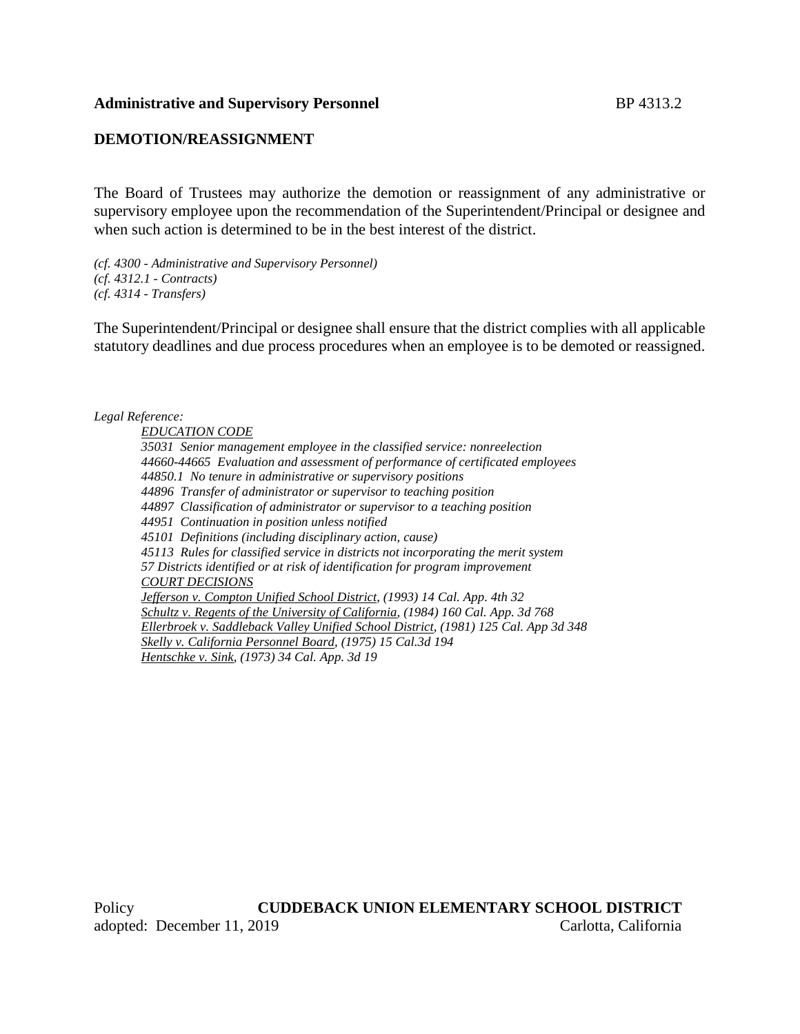**Administrative and Supervisory Personnel** BP 4313.2

## DEMOTION/REASSIGNMENT

The Board of Trustees may authorize the demotion or reassignment of any administrative or supervisory employee upon the recommendation of the Superintendent/Principal or designee and when such action is determined to be in the best interest of the district.

*(cf. 4300 - Administrative and Supervisory Personnel)*
*(cf. 4312.1 - Contracts)*
*(cf. 4314 - Transfers)*

The Superintendent/Principal or designee shall ensure that the district complies with all applicable statutory deadlines and due process procedures when an employee is to be demoted or reassigned.

*Legal Reference:*

*EDUCATION CODE*
*35031 Senior management employee in the classified service: nonreelection*
*44660-44665 Evaluation and assessment of performance of certificated employees*
*44850.1 No tenure in administrative or supervisory positions*
*44896 Transfer of administrator or supervisor to teaching position*
*44897 Classification of administrator or supervisor to a teaching position*
*44951 Continuation in position unless notified*
*45101 Definitions (including disciplinary action, cause)*
*45113 Rules for classified service in districts not incorporating the merit system*
*57 Districts identified or at risk of identification for program improvement*

*COURT DECISIONS*
*Jefferson v. Compton Unified School District, (1993) 14 Cal. App. 4th 32*
*Schultz v. Regents of the University of California, (1984) 160 Cal. App. 3d 768*
*Ellerbroek v. Saddleback Valley Unified School District, (1981) 125 Cal. App 3d 348*
*Skelly v. California Personnel Board, (1975) 15 Cal.3d 194*
*Hentschke v. Sink, (1973) 34 Cal. App. 3d 19*

Policy **CUDDEBACK UNION ELEMENTARY SCHOOL DISTRICT**
adopted: December 11, 2019 Carlotta, California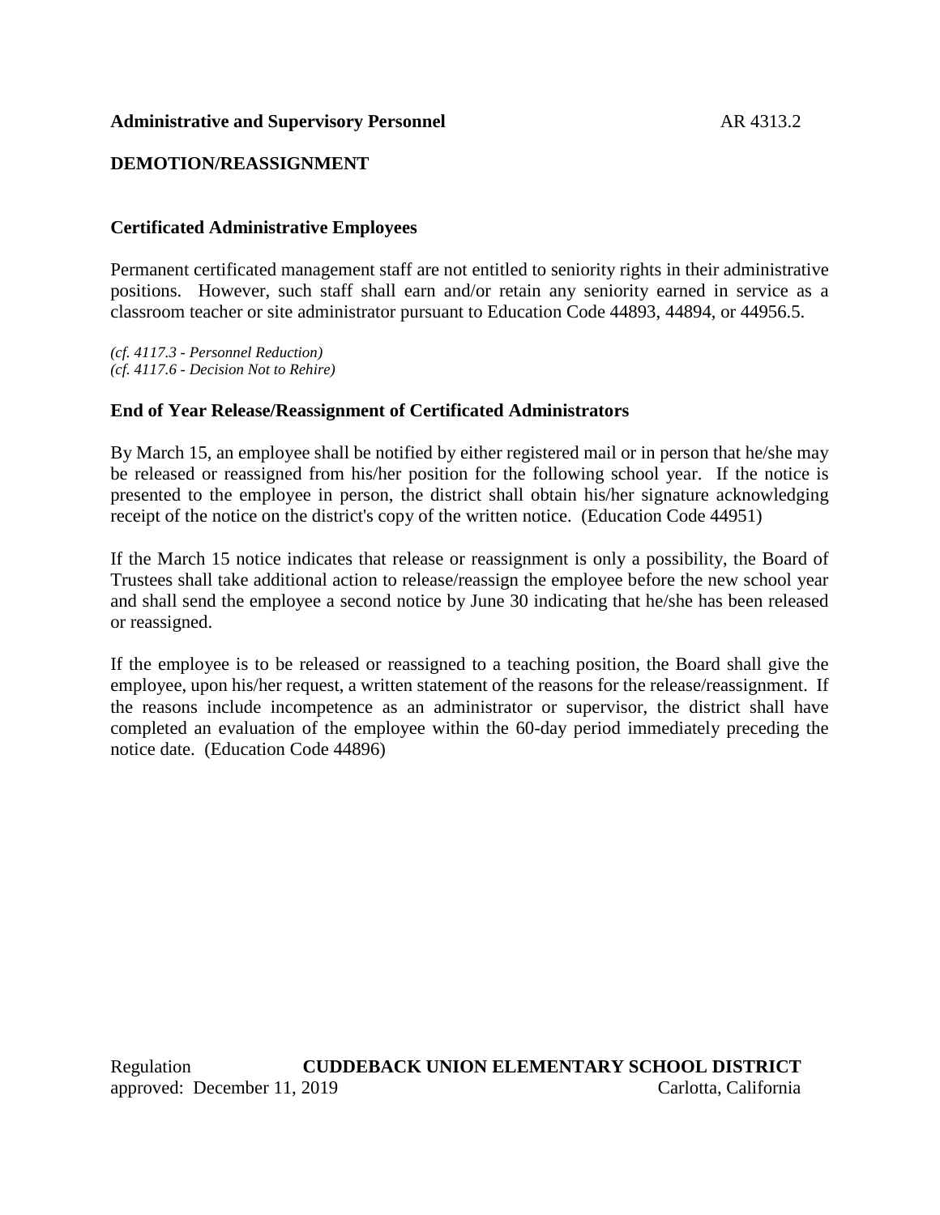## Certificated Administrative Employees

Permanent certificated management staff are not entitled to seniority rights in their administrative positions. However, such staff shall earn and/or retain any seniority earned in service as a classroom teacher or site administrator pursuant to Education Code 44893, 44894, or 44956.5.

*(cf. 4117.3 - Personnel Reduction)*
*(cf. 4117.6 - Decision Not to Rehire)*

## End of Year Release/Reassignment of Certificated Administrators

By March 15, an employee shall be notified by either registered mail or in person that he/she may be released or reassigned from his/her position for the following school year. If the notice is presented to the employee in person, the district shall obtain his/her signature acknowledging receipt of the notice on the district's copy of the written notice. (Education Code 44951)

If the March 15 notice indicates that release or reassignment is only a possibility, the Board of Trustees shall take additional action to release/reassign the employee before the new school year and shall send the employee a second notice by June 30 indicating that he/she has been released or reassigned.

If the employee is to be released or reassigned to a teaching position, the Board shall give the employee, upon his/her request, a written statement of the reasons for the release/reassignment. If the reasons include incompetence as an administrator or supervisor, the district shall have completed an evaluation of the employee within the 60-day period immediately preceding the notice date. (Education Code 44896)

Regulation **CUDDEBACK UNION ELEMENTARY SCHOOL DISTRICT**
approved: December 11, 2019 Carlotta, California